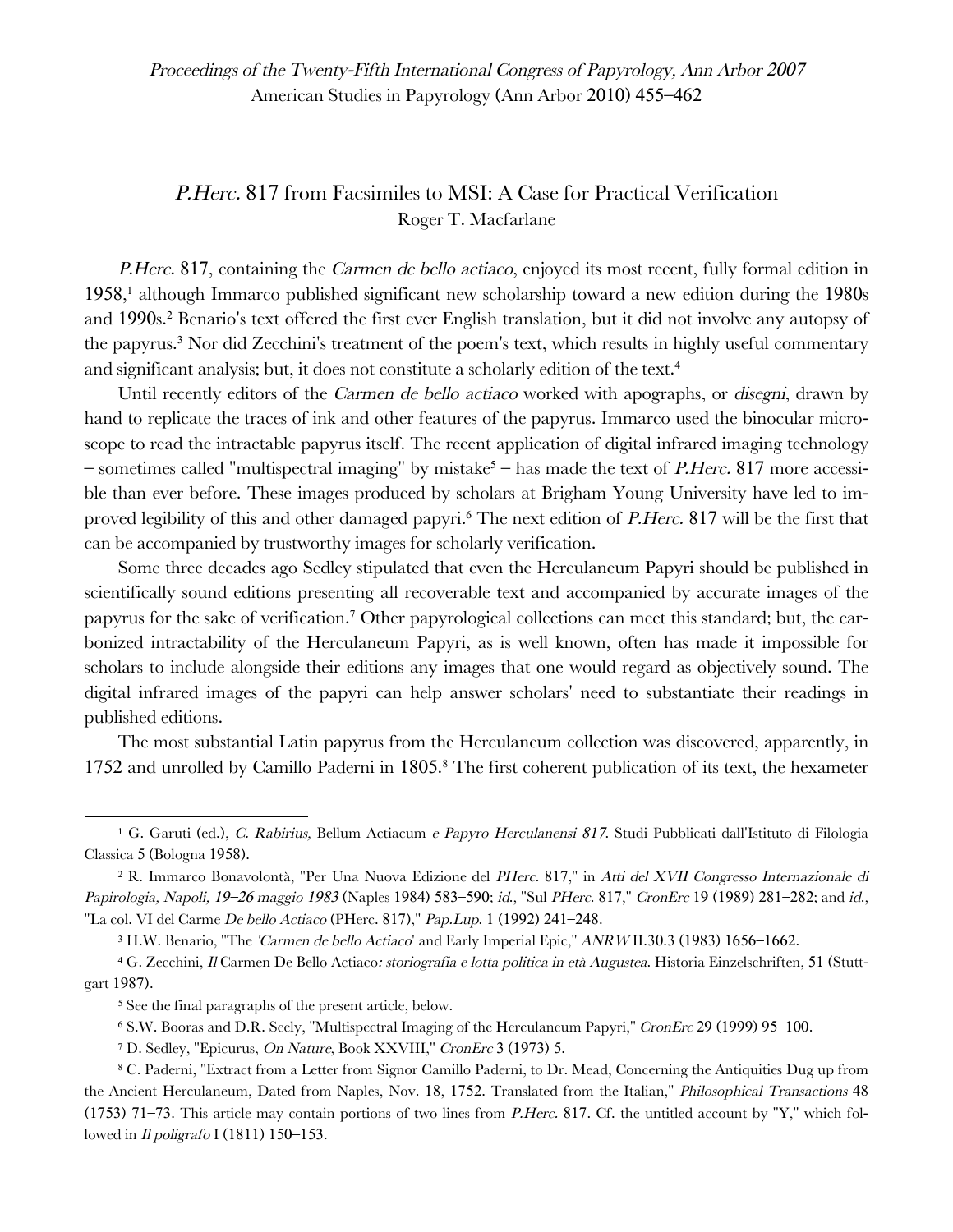Proceedings of the Twenty-Fifth International Congress of Papyrology, Ann Arbor 2007
American Studies in Papyrology (Ann Arbor 2010) 455–462

# *P.Herc.* 817 from Facsimiles to MSI: A Case for Practical Verification

Roger T. Macfarlane

*P.Herc.* 817, containing the *Carmen de bello actiaco*, enjoyed its most recent, fully formal edition in 1958,[1] although Immarco published significant new scholarship toward a new edition during the 1980s and 1990s.[2] Benario's text offered the first ever English translation, but it did not involve any autopsy of the papyrus.[3] Nor did Zecchini's treatment of the poem's text, which results in highly useful commentary and significant analysis; but, it does not constitute a scholarly edition of the text.[4]

Until recently editors of the *Carmen de bello actiaco* worked with apographs, or *disegni*, drawn by hand to replicate the traces of ink and other features of the papyrus. Immarco used the binocular microscope to read the intractable papyrus itself. The recent application of digital infrared imaging technology – sometimes called "multispectral imaging" by mistake[5] – has made the text of *P.Herc.* 817 more accessible than ever before. These images produced by scholars at Brigham Young University have led to improved legibility of this and other damaged papyri.[6] The next edition of *P.Herc.* 817 will be the first that can be accompanied by trustworthy images for scholarly verification.

Some three decades ago Sedley stipulated that even the Herculaneum Papyri should be published in scientifically sound editions presenting all recoverable text and accompanied by accurate images of the papyrus for the sake of verification.[7] Other papyrological collections can meet this standard; but, the carbonized intractability of the Herculaneum Papyri, as is well known, often has made it impossible for scholars to include alongside their editions any images that one would regard as objectively sound. The digital infrared images of the papyri can help answer scholars' need to substantiate their readings in published editions.

The most substantial Latin papyrus from the Herculaneum collection was discovered, apparently, in 1752 and unrolled by Camillo Paderni in 1805.[8] The first coherent publication of its text, the hexameter

---

[1] G. Garuti (ed.), *C. Rabirius,* Bellum Actiacum *e Papyro Herculanensi 817*. Studi Pubblicati dall'Istituto di Filologia Classica 5 (Bologna 1958).

[2] R. Immarco Bonavolontà, "Per Una Nuova Edizione del *PHerc.* 817," in *Atti del XVII Congresso Internazionale di Papirologia, Napoli, 19–26 maggio 1983* (Naples 1984) 583–590; *id.*, "Sul *PHerc.* 817," *CronErc* 19 (1989) 281–282; and *id.*, "La col. VI del Carme *De bello Actiaco* (PHerc. 817)," *Pap.Lup.* 1 (1992) 241–248.

[3] H.W. Benario, "The *'Carmen de bello Actiaco'* and Early Imperial Epic," *ANRW* II.30.3 (1983) 1656–1662.

[4] G. Zecchini, *Il* Carmen De Bello Actiaco*: storiografia e lotta politica in età Augustea*. Historia Einzelschriften, 51 (Stuttgart 1987).

[5] See the final paragraphs of the present article, below.

[6] S.W. Booras and D.R. Seely, "Multispectral Imaging of the Herculaneum Papyri," *CronErc* 29 (1999) 95–100.

[7] D. Sedley, "Epicurus, *On Nature*, Book XXVIII," *CronErc* 3 (1973) 5.

[8] C. Paderni, "Extract from a Letter from Signor Camillo Paderni, to Dr. Mead, Concerning the Antiquities Dug up from the Ancient Herculaneum, Dated from Naples, Nov. 18, 1752. Translated from the Italian," *Philosophical Transactions* 48 (1753) 71–73. This article may contain portions of two lines from *P.Herc.* 817. Cf. the untitled account by "Y," which followed in *Il poligrafo* I (1811) 150–153.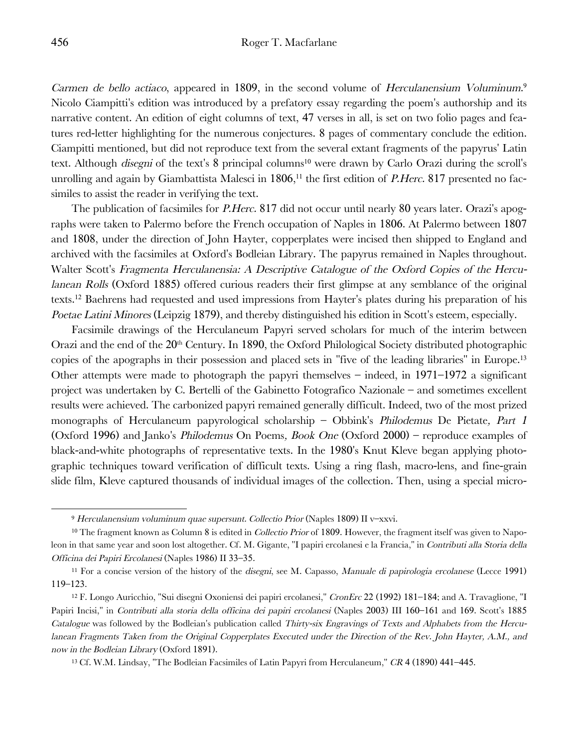*Carmen de bello actiaco*, appeared in 1809, in the second volume of *Herculanensium Voluminum*.[9] Nicolo Ciampitti's edition was introduced by a prefatory essay regarding the poem's authorship and its narrative content. An edition of eight columns of text, 47 verses in all, is set on two folio pages and features red-letter highlighting for the numerous conjectures. 8 pages of commentary conclude the edition. Ciampitti mentioned, but did not reproduce text from the several extant fragments of the papyrus' Latin text. Although *disegni* of the text's 8 principal columns[10] were drawn by Carlo Orazi during the scroll's unrolling and again by Giambattista Malesci in 1806,[11] the first edition of *P.Herc.* 817 presented no facsimiles to assist the reader in verifying the text.

The publication of facsimiles for *P.Herc.* 817 did not occur until nearly 80 years later. Orazi's apographs were taken to Palermo before the French occupation of Naples in 1806. At Palermo between 1807 and 1808, under the direction of John Hayter, copperplates were incised then shipped to England and archived with the facsimiles at Oxford's Bodleian Library. The papyrus remained in Naples throughout. Walter Scott's *Fragmenta Herculanensia: A Descriptive Catalogue of the Oxford Copies of the Herculanean Rolls* (Oxford 1885) offered curious readers their first glimpse at any semblance of the original texts.[12] Baehrens had requested and used impressions from Hayter's plates during his preparation of his *Poetae Latini Minores* (Leipzig 1879), and thereby distinguished his edition in Scott's esteem, especially.

Facsimile drawings of the Herculaneum Papyri served scholars for much of the interim between Orazi and the end of the 20th Century. In 1890, the Oxford Philological Society distributed photographic copies of the apographs in their possession and placed sets in "five of the leading libraries" in Europe.[13] Other attempts were made to photograph the papyri themselves – indeed, in 1971–1972 a significant project was undertaken by C. Bertelli of the Gabinetto Fotografico Nazionale – and sometimes excellent results were achieved. The carbonized papyri remained generally difficult. Indeed, two of the most prized monographs of Herculaneum papyrological scholarship – Obbink's *Philodemus* De Pietate*, Part 1* (Oxford 1996) and Janko's *Philodemus* On Poems*, Book One* (Oxford 2000) – reproduce examples of black-and-white photographs of representative texts. In the 1980's Knut Kleve began applying photographic techniques toward verification of difficult texts. Using a ring flash, macro-lens, and fine-grain slide film, Kleve captured thousands of individual images of the collection. Then, using a special micro-

[9] *Herculanensium voluminum quae supersunt. Collectio Prior* (Naples 1809) II v–xxvi.

[10] The fragment known as Column 8 is edited in *Collectio Prior* of 1809. However, the fragment itself was given to Napoleon in that same year and soon lost altogether. Cf. M. Gigante, "I papiri ercolanesi e la Francia," in *Contributi alla Storia della Officina dei Papiri Ercolanesi* (Naples 1986) II 33–35.

[11] For a concise version of the history of the *disegni*, see M. Capasso, *Manuale di papirologia ercolanese* (Lecce 1991) 119–123.

[12] F. Longo Auricchio, "Sui disegni Oxoniensi dei papiri ercolanesi," *CronErc* 22 (1992) 181–184; and A. Travaglione, "I Papiri Incisi," in *Contributi alla storia della officina dei papiri ercolanesi* (Naples 2003) III 160–161 and 169. Scott's 1885 *Catalogue* was followed by the Bodleian's publication called *Thirty-six Engravings of Texts and Alphabets from the Herculanean Fragments Taken from the Original Copperplates Executed under the Direction of the Rev. John Hayter, A.M., and now in the Bodleian Library* (Oxford 1891).

[13] Cf. W.M. Lindsay, "The Bodleian Facsimiles of Latin Papyri from Herculaneum," *CR* 4 (1890) 441–445.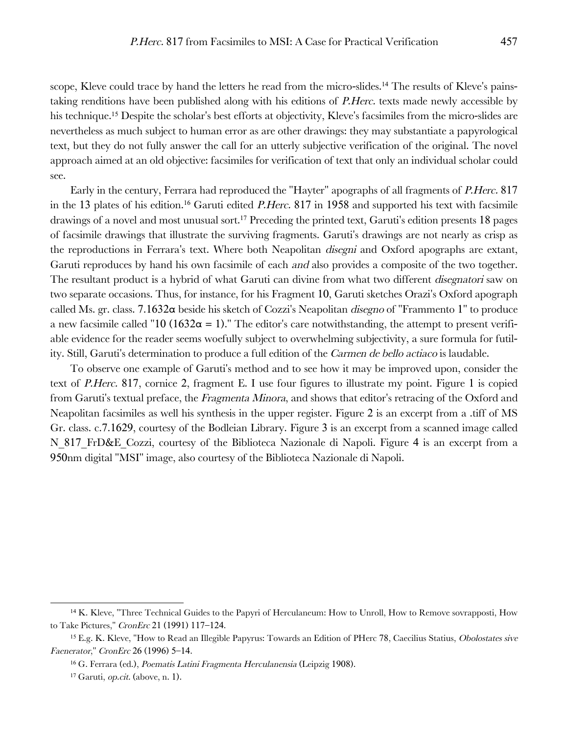scope, Kleve could trace by hand the letters he read from the micro-slides.[14] The results of Kleve's painstaking renditions have been published along with his editions of *P.Herc.* texts made newly accessible by his technique.[15] Despite the scholar's best efforts at objectivity, Kleve's facsimiles from the micro-slides are nevertheless as much subject to human error as are other drawings: they may substantiate a papyrological text, but they do not fully answer the call for an utterly subjective verification of the original. The novel approach aimed at an old objective: facsimiles for verification of text that only an individual scholar could see.

Early in the century, Ferrara had reproduced the "Hayter" apographs of all fragments of *P.Herc.* 817 in the 13 plates of his edition.[16] Garuti edited *P.Herc.* 817 in 1958 and supported his text with facsimile drawings of a novel and most unusual sort.[17] Preceding the printed text, Garuti's edition presents 18 pages of facsimile drawings that illustrate the surviving fragments. Garuti's drawings are not nearly as crisp as the reproductions in Ferrara's text. Where both Neapolitan *disegni* and Oxford apographs are extant, Garuti reproduces by hand his own facsimile of each *and* also provides a composite of the two together. The resultant product is a hybrid of what Garuti can divine from what two different *disegnatori* saw on two separate occasions. Thus, for instance, for his Fragment 10, Garuti sketches Orazi's Oxford apograph called Ms. gr. class. 7.1632α beside his sketch of Cozzi's Neapolitan *disegno* of "Frammento 1" to produce a new facsimile called "10 (1632α = 1)." The editor's care notwithstanding, the attempt to present verifiable evidence for the reader seems woefully subject to overwhelming subjectivity, a sure formula for futility. Still, Garuti's determination to produce a full edition of the *Carmen de bello actiaco* is laudable.

To observe one example of Garuti's method and to see how it may be improved upon, consider the text of *P.Herc.* 817, cornice 2, fragment E. I use four figures to illustrate my point. Figure 1 is copied from Garuti's textual preface, the *Fragmenta Minora*, and shows that editor's retracing of the Oxford and Neapolitan facsimiles as well his synthesis in the upper register. Figure 2 is an excerpt from a .tiff of MS Gr. class. c.7.1629, courtesy of the Bodleian Library. Figure 3 is an excerpt from a scanned image called N_817_FrD&E_Cozzi, courtesy of the Biblioteca Nazionale di Napoli. Figure 4 is an excerpt from a 950nm digital "MSI" image, also courtesy of the Biblioteca Nazionale di Napoli.

---

[14] K. Kleve, "Three Technical Guides to the Papyri of Herculaneum: How to Unroll, How to Remove sovrapposti, How to Take Pictures," *CronErc* 21 (1991) 117–124.

[15] E.g. K. Kleve, "How to Read an Illegible Papyrus: Towards an Edition of PHerc 78, Caecilius Statius, *Obolostates sive Faenerator*," *CronErc* 26 (1996) 5–14.

[16] G. Ferrara (ed.), *Poematis Latini Fragmenta Herculanensia* (Leipzig 1908).

[17] Garuti, *op.cit.* (above, n. 1).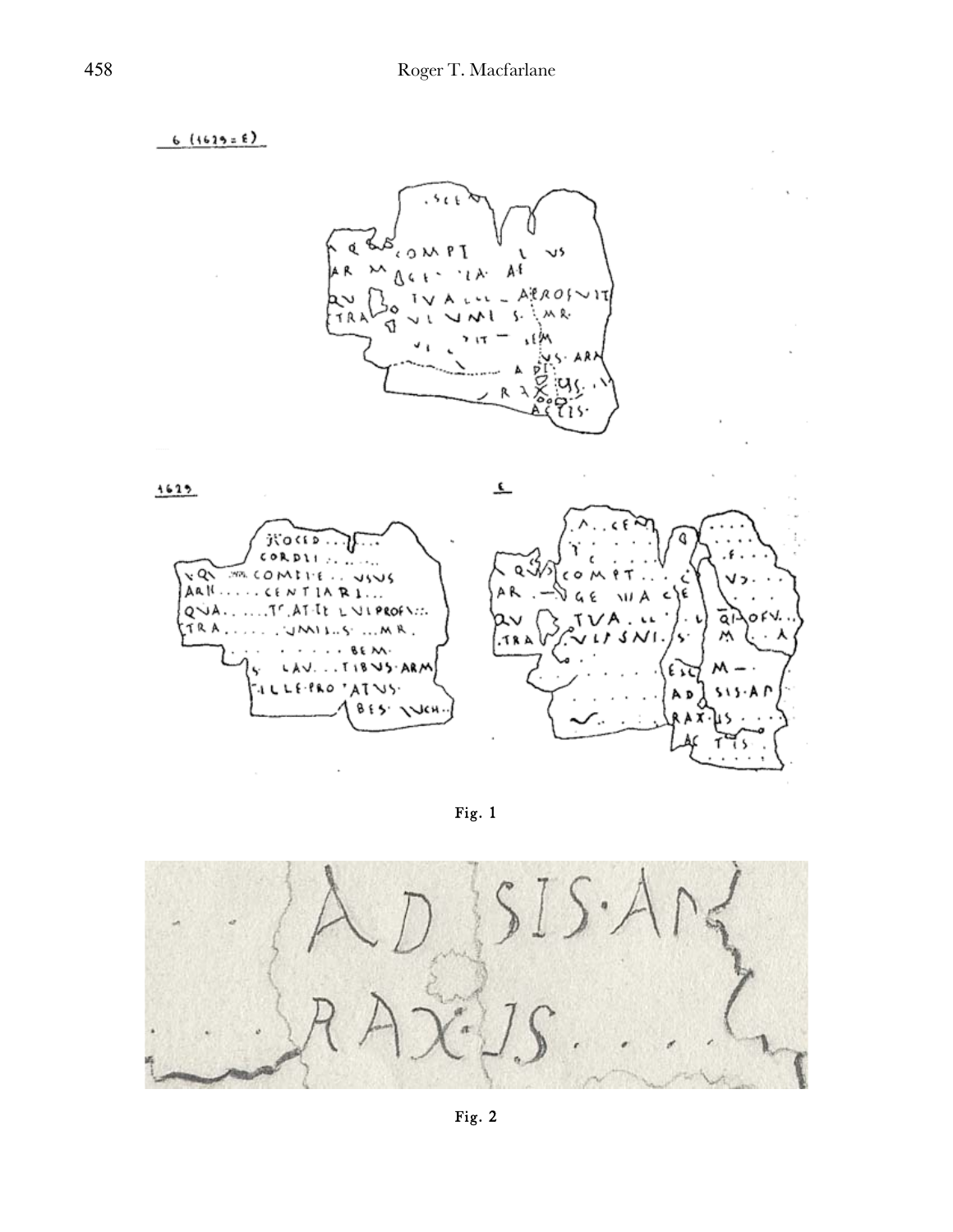Fig. 1

Fig. 2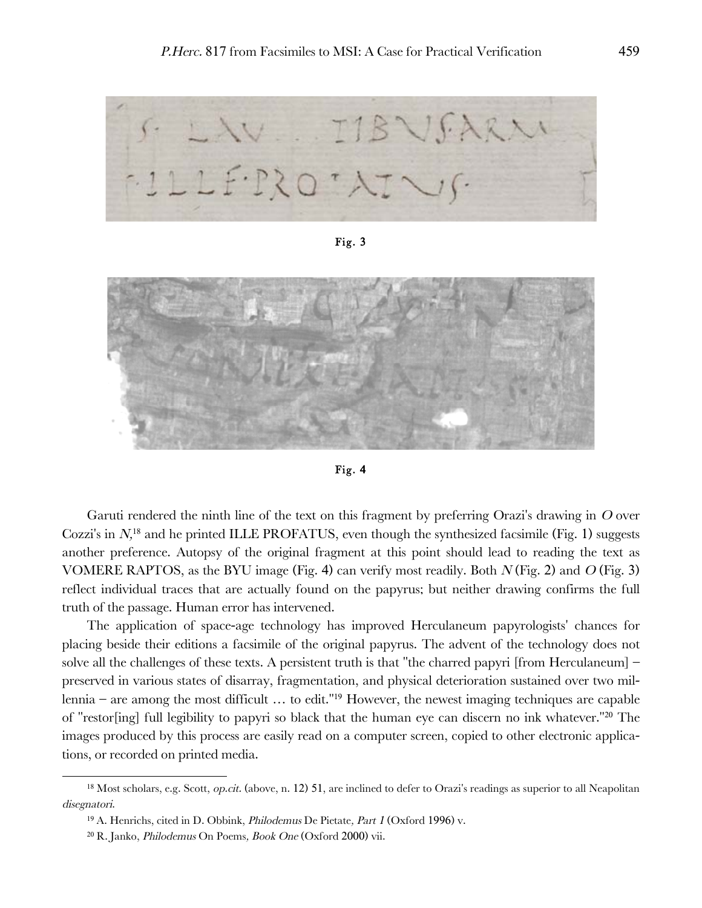Fig. 3

Fig. 4

Garuti rendered the ninth line of the text on this fragment by preferring Orazi's drawing in *O* over Cozzi's in *N*,[18] and he printed ILLE PROFATUS, even though the synthesized facsimile (Fig. 1) suggests another preference. Autopsy of the original fragment at this point should lead to reading the text as VOMERE RAPTOS, as the BYU image (Fig. 4) can verify most readily. Both *N* (Fig. 2) and *O* (Fig. 3) reflect individual traces that are actually found on the papyrus; but neither drawing confirms the full truth of the passage. Human error has intervened.

The application of space-age technology has improved Herculaneum papyrologists' chances for placing beside their editions a facsimile of the original papyrus. The advent of the technology does not solve all the challenges of these texts. A persistent truth is that "the charred papyri [from Herculaneum] – preserved in various states of disarray, fragmentation, and physical deterioration sustained over two millennia – are among the most difficult … to edit."[19] However, the newest imaging techniques are capable of "restor[ing] full legibility to papyri so black that the human eye can discern no ink whatever."[20] The images produced by this process are easily read on a computer screen, copied to other electronic applications, or recorded on printed media.

---

[18] Most scholars, e.g. Scott, *op.cit.* (above, n. 12) 51, are inclined to defer to Orazi's readings as superior to all Neapolitan *disegnatori*.

[19] A. Henrichs, cited in D. Obbink, *Philodemus* De Pietate*, Part 1* (Oxford 1996) v.

[20] R. Janko, *Philodemus* On Poems*, Book One* (Oxford 2000) vii.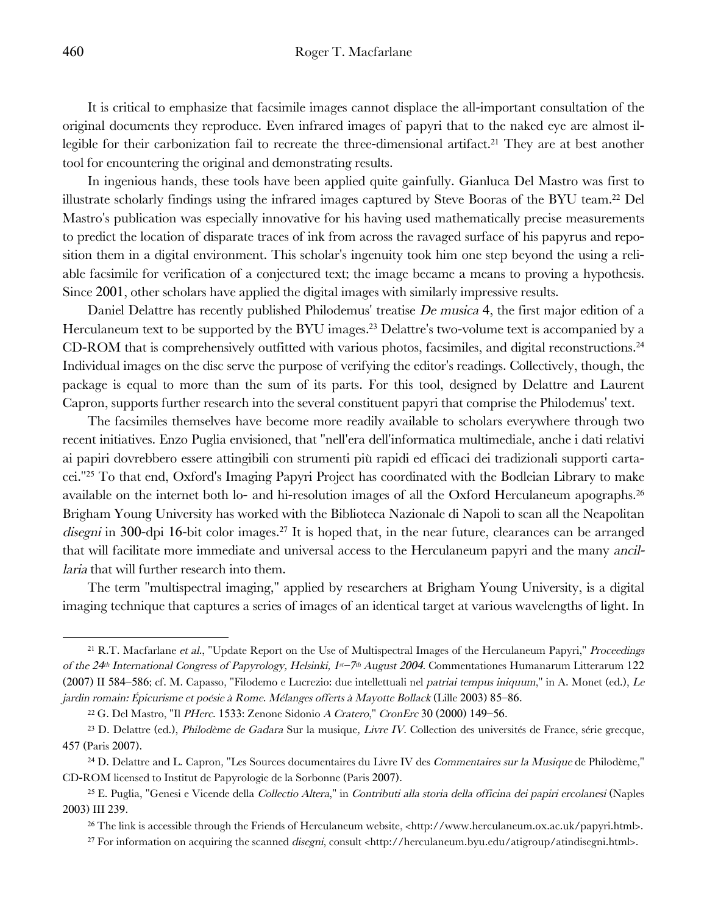It is critical to emphasize that facsimile images cannot displace the all-important consultation of the original documents they reproduce. Even infrared images of papyri that to the naked eye are almost illegible for their carbonization fail to recreate the three-dimensional artifact.[21] They are at best another tool for encountering the original and demonstrating results.

In ingenious hands, these tools have been applied quite gainfully. Gianluca Del Mastro was first to illustrate scholarly findings using the infrared images captured by Steve Booras of the BYU team.[22] Del Mastro's publication was especially innovative for his having used mathematically precise measurements to predict the location of disparate traces of ink from across the ravaged surface of his papyrus and reposition them in a digital environment. This scholar's ingenuity took him one step beyond the using a reliable facsimile for verification of a conjectured text; the image became a means to proving a hypothesis. Since 2001, other scholars have applied the digital images with similarly impressive results.

Daniel Delattre has recently published Philodemus' treatise *De musica* 4, the first major edition of a Herculaneum text to be supported by the BYU images.[23] Delattre's two-volume text is accompanied by a CD-ROM that is comprehensively outfitted with various photos, facsimiles, and digital reconstructions.[24] Individual images on the disc serve the purpose of verifying the editor's readings. Collectively, though, the package is equal to more than the sum of its parts. For this tool, designed by Delattre and Laurent Capron, supports further research into the several constituent papyri that comprise the Philodemus' text.

The facsimiles themselves have become more readily available to scholars everywhere through two recent initiatives. Enzo Puglia envisioned, that "nell'era dell'informatica multimediale, anche i dati relativi ai papiri dovrebbero essere attingibili con strumenti più rapidi ed efficaci dei tradizionali supporti cartacei."[25] To that end, Oxford's Imaging Papyri Project has coordinated with the Bodleian Library to make available on the internet both lo- and hi-resolution images of all the Oxford Herculaneum apographs.[26] Brigham Young University has worked with the Biblioteca Nazionale di Napoli to scan all the Neapolitan *disegni* in 300-dpi 16-bit color images.[27] It is hoped that, in the near future, clearances can be arranged that will facilitate more immediate and universal access to the Herculaneum papyri and the many *ancillaria* that will further research into them.

The term "multispectral imaging," applied by researchers at Brigham Young University, is a digital imaging technique that captures a series of images of an identical target at various wavelengths of light. In

---

[21] R.T. Macfarlane *et al.*, "Update Report on the Use of Multispectral Images of the Herculaneum Papyri," *Proceedings of the 24th International Congress of Papyrology, Helsinki, 1st–7th August 2004*. Commentationes Humanarum Litterarum 122 (2007) II 584–586; cf. M. Capasso, "Filodemo e Lucrezio: due intellettuali nel *patriai tempus iniquum*," in A. Monet (ed.), *Le jardin romain: Épicurisme et poésie à Rome. Mélanges offerts à Mayotte Bollack* (Lille 2003) 85–86.

[22] G. Del Mastro, "Il *PHerc.* 1533: Zenone Sidonio *A Cratero*," *CronErc* 30 (2000) 149–56.

[23] D. Delattre (ed.), *Philodème de Gadara* Sur la musique*, Livre IV*. Collection des universités de France, série grecque, 457 (Paris 2007).

[24] D. Delattre and L. Capron, "Les Sources documentaires du Livre IV des *Commentaires sur la Musique* de Philodème," CD-ROM licensed to Institut de Papyrologie de la Sorbonne (Paris 2007).

[25] E. Puglia, "Genesi e Vicende della *Collectio Altera*," in *Contributi alla storia della officina dei papiri ercolanesi* (Naples 2003) III 239.

[26] The link is accessible through the Friends of Herculaneum website, <http://www.herculaneum.ox.ac.uk/papyri.html>.

[27] For information on acquiring the scanned *disegni*, consult <http://herculaneum.byu.edu/atigroup/atindisegni.html>.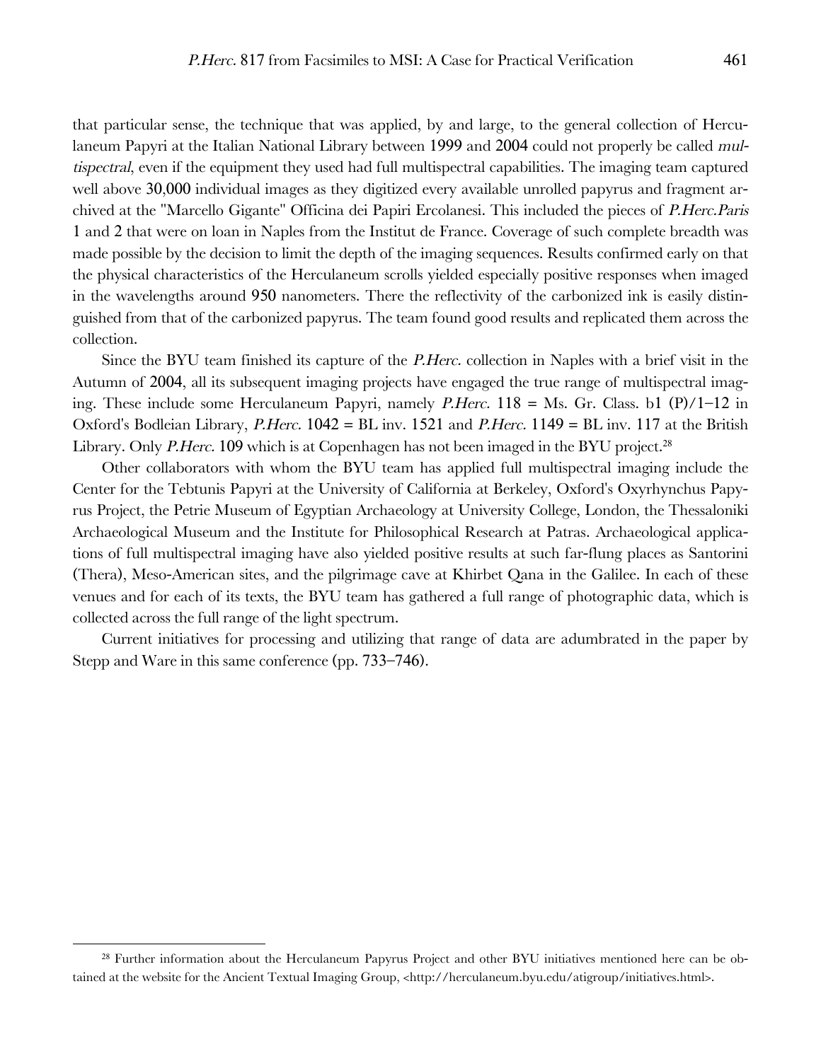that particular sense, the technique that was applied, by and large, to the general collection of Herculaneum Papyri at the Italian National Library between 1999 and 2004 could not properly be called *multispectral*, even if the equipment they used had full multispectral capabilities. The imaging team captured well above 30,000 individual images as they digitized every available unrolled papyrus and fragment archived at the "Marcello Gigante" Officina dei Papiri Ercolanesi. This included the pieces of *P.Herc.Paris* 1 and 2 that were on loan in Naples from the Institut de France. Coverage of such complete breadth was made possible by the decision to limit the depth of the imaging sequences. Results confirmed early on that the physical characteristics of the Herculaneum scrolls yielded especially positive responses when imaged in the wavelengths around 950 nanometers. There the reflectivity of the carbonized ink is easily distinguished from that of the carbonized papyrus. The team found good results and replicated them across the collection.

Since the BYU team finished its capture of the *P.Herc.* collection in Naples with a brief visit in the Autumn of 2004, all its subsequent imaging projects have engaged the true range of multispectral imaging. These include some Herculaneum Papyri, namely *P.Herc.* 118 = Ms. Gr. Class. b1 (P)/1–12 in Oxford's Bodleian Library, *P.Herc.* 1042 = BL inv. 1521 and *P.Herc.* 1149 = BL inv. 117 at the British Library. Only *P.Herc.* 109 which is at Copenhagen has not been imaged in the BYU project.[28]

Other collaborators with whom the BYU team has applied full multispectral imaging include the Center for the Tebtunis Papyri at the University of California at Berkeley, Oxford's Oxyrhynchus Papyrus Project, the Petrie Museum of Egyptian Archaeology at University College, London, the Thessaloniki Archaeological Museum and the Institute for Philosophical Research at Patras. Archaeological applications of full multispectral imaging have also yielded positive results at such far-flung places as Santorini (Thera), Meso-American sites, and the pilgrimage cave at Khirbet Qana in the Galilee. In each of these venues and for each of its texts, the BYU team has gathered a full range of photographic data, which is collected across the full range of the light spectrum.

Current initiatives for processing and utilizing that range of data are adumbrated in the paper by Stepp and Ware in this same conference (pp. 733–746).

[28] Further information about the Herculaneum Papyrus Project and other BYU initiatives mentioned here can be obtained at the website for the Ancient Textual Imaging Group, <http://herculaneum.byu.edu/atigroup/initiatives.html>.